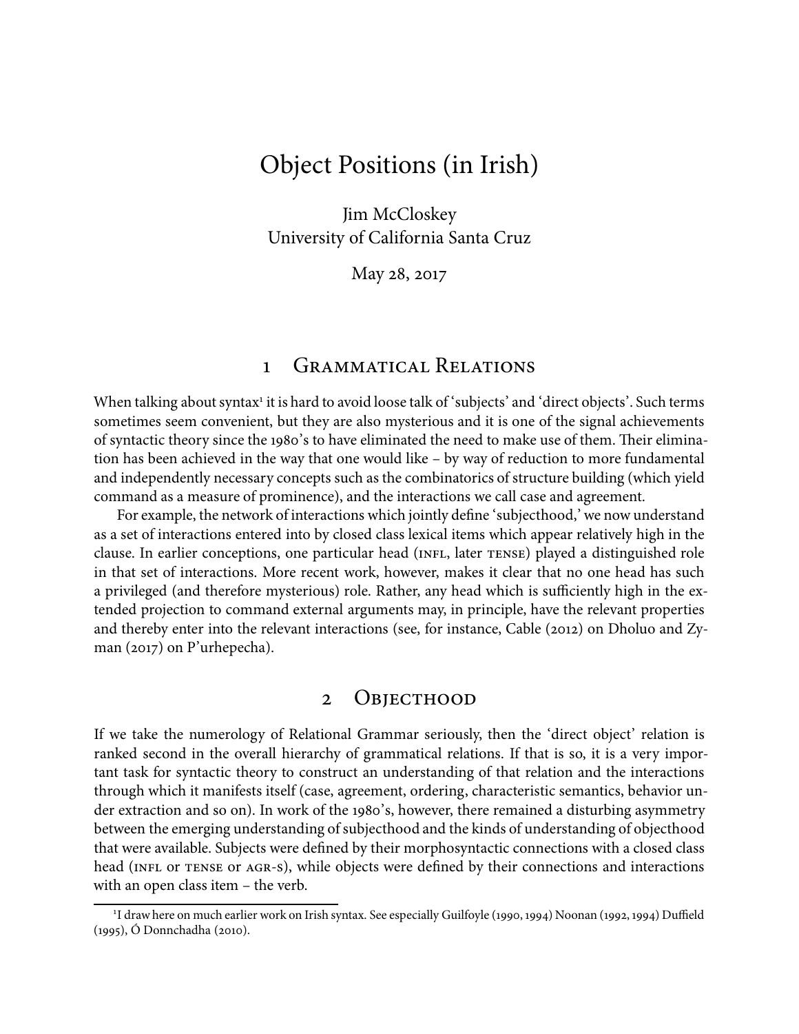# Object Positions (in Irish)

Jim McCloskey
University of California Santa Cruz

May 28, 2017

## 1 Grammatical Relations

When talking about syntax[1] it is hard to avoid loose talk of 'subjects' and 'direct objects'. Such terms sometimes seem convenient, but they are also mysterious and it is one of the signal achievements of syntactic theory since the 1980's to have eliminated the need to make use of them. Their elimination has been achieved in the way that one would like – by way of reduction to more fundamental and independently necessary concepts such as the combinatorics of structure building (which yield command as a measure of prominence), and the interactions we call case and agreement.

For example, the network of interactions which jointly define 'subjecthood,' we now understand as a set of interactions entered into by closed class lexical items which appear relatively high in the clause. In earlier conceptions, one particular head (INFL, later TENSE) played a distinguished role in that set of interactions. More recent work, however, makes it clear that no one head has such a privileged (and therefore mysterious) role. Rather, any head which is sufficiently high in the extended projection to command external arguments may, in principle, have the relevant properties and thereby enter into the relevant interactions (see, for instance, Cable (2012) on Dholuo and Zyman (2017) on P'urhepecha).

## 2 Objecthood

If we take the numerology of Relational Grammar seriously, then the 'direct object' relation is ranked second in the overall hierarchy of grammatical relations. If that is so, it is a very important task for syntactic theory to construct an understanding of that relation and the interactions through which it manifests itself (case, agreement, ordering, characteristic semantics, behavior under extraction and so on). In work of the 1980's, however, there remained a disturbing asymmetry between the emerging understanding of subjecthood and the kinds of understanding of objecthood that were available. Subjects were defined by their morphosyntactic connections with a closed class head (INFL or TENSE or AGR-S), while objects were defined by their connections and interactions with an open class item – the verb.

[1] I draw here on much earlier work on Irish syntax. See especially Guilfoyle (1990, 1994) Noonan (1992, 1994) Duffield (1995), Ó Donnchadha (2010).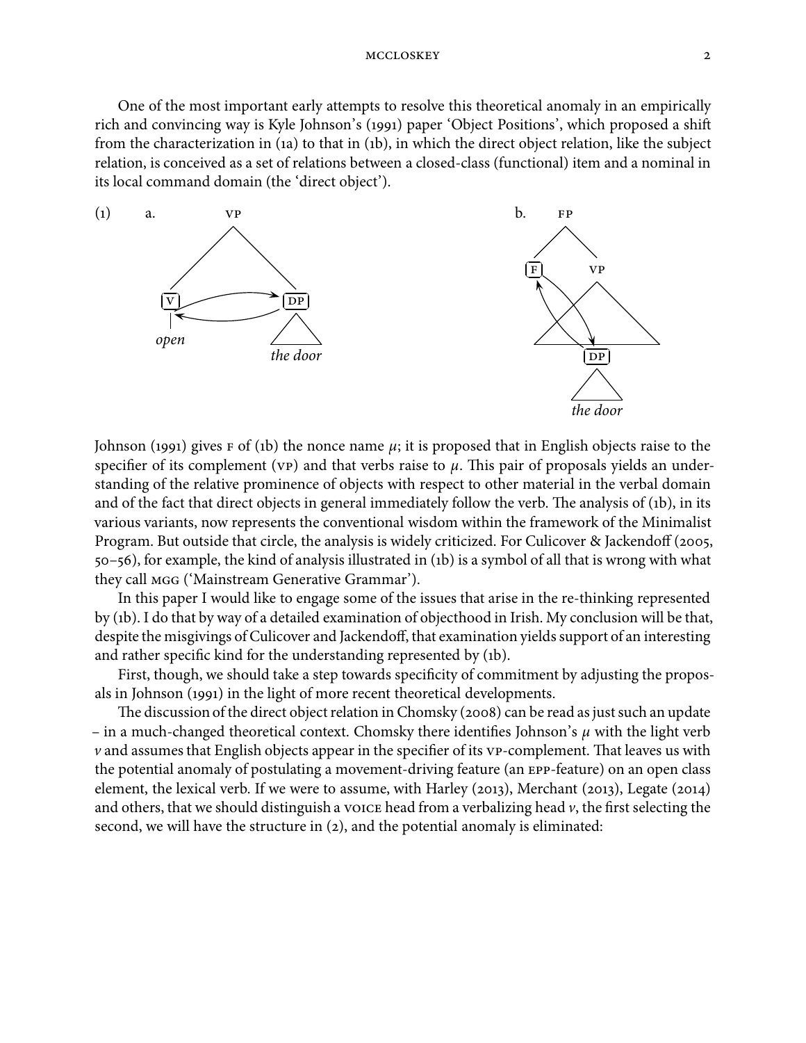One of the most important early attempts to resolve this theoretical anomaly in an empirically rich and convincing way is Kyle Johnson's (1991) paper 'Object Positions', which proposed a shift from the characterization in (1a) to that in (1b), in which the direct object relation, like the subject relation, is conceived as a set of relations between a closed-class (functional) item and a nominal in its local command domain (the 'direct object').

(1) a. [VP [V *open*] [DP *the door*]]

b. [FP [F] [VP ... [DP *the door*] ...]]

Johnson (1991) gives F of (1b) the nonce name $\mu$; it is proposed that in English objects raise to the specifier of its complement (VP) and that verbs raise to $\mu$. This pair of proposals yields an understanding of the relative prominence of objects with respect to other material in the verbal domain and of the fact that direct objects in general immediately follow the verb. The analysis of (1b), in its various variants, now represents the conventional wisdom within the framework of the Minimalist Program. But outside that circle, the analysis is widely criticized. For Culicover & Jackendoff (2005, 50–56), for example, the kind of analysis illustrated in (1b) is a symbol of all that is wrong with what they call MGG ('Mainstream Generative Grammar').

In this paper I would like to engage some of the issues that arise in the re-thinking represented by (1b). I do that by way of a detailed examination of objecthood in Irish. My conclusion will be that, despite the misgivings of Culicover and Jackendoff, that examination yields support of an interesting and rather specific kind for the understanding represented by (1b).

First, though, we should take a step towards specificity of commitment by adjusting the proposals in Johnson (1991) in the light of more recent theoretical developments.

The discussion of the direct object relation in Chomsky (2008) can be read as just such an update – in a much-changed theoretical context. Chomsky there identifies Johnson's $\mu$ with the light verb $v$ and assumes that English objects appear in the specifier of its VP-complement. That leaves us with the potential anomaly of postulating a movement-driving feature (an EPP-feature) on an open class element, the lexical verb. If we were to assume, with Harley (2013), Merchant (2013), Legate (2014) and others, that we should distinguish a VOICE head from a verbalizing head $v$, the first selecting the second, we will have the structure in (2), and the potential anomaly is eliminated: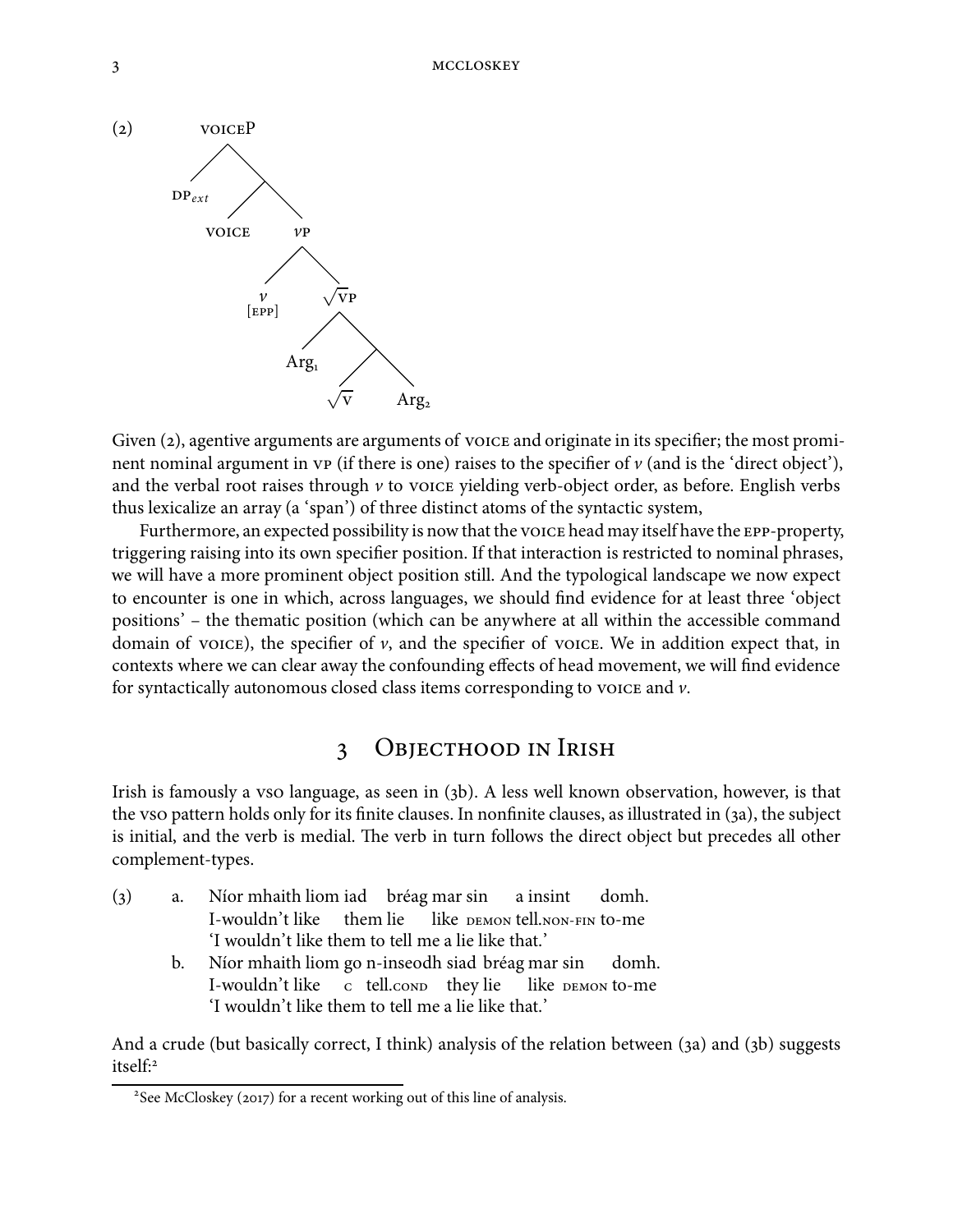(2)

```
voiceP
├── DP_ext
└──
    ├── voice
    └── vP
        ├── v [epp]
        └── √vP
            ├── Arg1
            └──
                ├── √v
                └── Arg2
```

Given (2), agentive arguments are arguments of voice and originate in its specifier; the most prominent nominal argument in vp (if there is one) raises to the specifier of *v* (and is the 'direct object'), and the verbal root raises through *v* to voice yielding verb-object order, as before. English verbs thus lexicalize an array (a 'span') of three distinct atoms of the syntactic system,

Furthermore, an expected possibility is now that the voice head may itself have the epp-property, triggering raising into its own specifier position. If that interaction is restricted to nominal phrases, we will have a more prominent object position still. And the typological landscape we now expect to encounter is one in which, across languages, we should find evidence for at least three 'object positions' – the thematic position (which can be anywhere at all within the accessible command domain of voice), the specifier of *v*, and the specifier of voice. We in addition expect that, in contexts where we can clear away the confounding effects of head movement, we will find evidence for syntactically autonomous closed class items corresponding to voice and *v*.

## 3 Objecthood in Irish

Irish is famously a vso language, as seen in (3b). A less well known observation, however, is that the vso pattern holds only for its finite clauses. In nonfinite clauses, as illustrated in (3a), the subject is initial, and the verb is medial. The verb in turn follows the direct object but precedes all other complement-types.

(3) a. Níor mhaith liom iad bréag mar sin a insint domh.
I-wouldn't like them lie like demon tell.non-fin to-me
'I wouldn't like them to tell me a lie like that.'

b. Níor mhaith liom go n-inseodh siad bréag mar sin domh.
I-wouldn't like c tell.cond they lie like demon to-me
'I wouldn't like them to tell me a lie like that.'

And a crude (but basically correct, I think) analysis of the relation between (3a) and (3b) suggests itself:[2]

[2] See McCloskey (2017) for a recent working out of this line of analysis.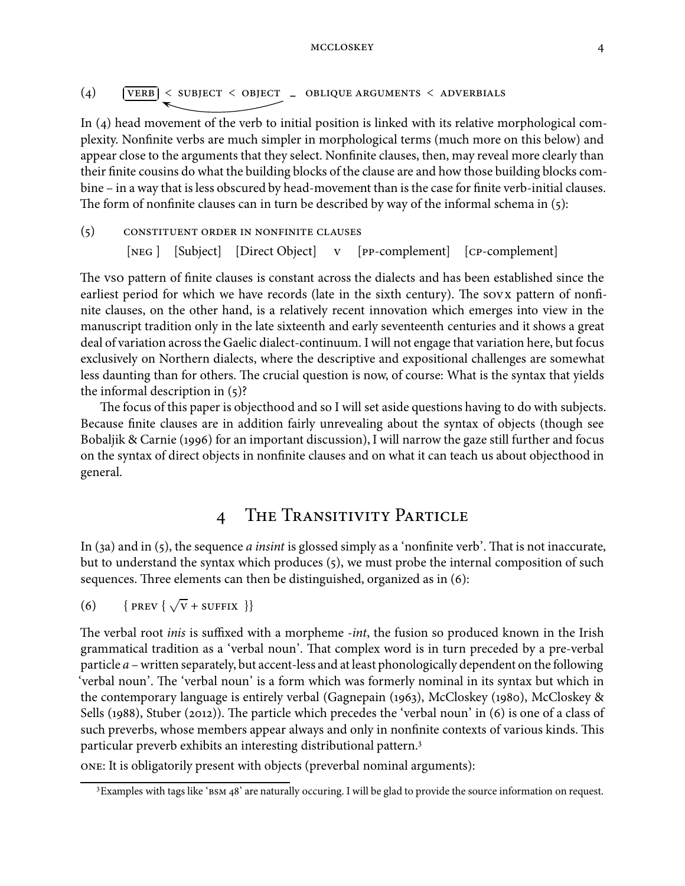(4) [VERB] < SUBJECT < OBJECT _ OBLIQUE ARGUMENTS < ADVERBIALS

In (4) head movement of the verb to initial position is linked with its relative morphological complexity. Nonfinite verbs are much simpler in morphological terms (much more on this below) and appear close to the arguments that they select. Nonfinite clauses, then, may reveal more clearly than their finite cousins do what the building blocks of the clause are and how those building blocks combine – in a way that is less obscured by head-movement than is the case for finite verb-initial clauses. The form of nonfinite clauses can in turn be described by way of the informal schema in (5):

(5) CONSTITUENT ORDER IN NONFINITE CLAUSES

[NEG ] [Subject] [Direct Object] V [PP-complement] [CP-complement]

The VSO pattern of finite clauses is constant across the dialects and has been established since the earliest period for which we have records (late in the sixth century). The SOVX pattern of nonfinite clauses, on the other hand, is a relatively recent innovation which emerges into view in the manuscript tradition only in the late sixteenth and early seventeenth centuries and it shows a great deal of variation across the Gaelic dialect-continuum. I will not engage that variation here, but focus exclusively on Northern dialects, where the descriptive and expositional challenges are somewhat less daunting than for others. The crucial question is now, of course: What is the syntax that yields the informal description in (5)?

The focus of this paper is objecthood and so I will set aside questions having to do with subjects. Because finite clauses are in addition fairly unrevealing about the syntax of objects (though see Bobaljik & Carnie (1996) for an important discussion), I will narrow the gaze still further and focus on the syntax of direct objects in nonfinite clauses and on what it can teach us about objecthood in general.

## 4 The Transitivity Particle

In (3a) and in (5), the sequence *a insint* is glossed simply as a 'nonfinite verb'. That is not inaccurate, but to understand the syntax which produces (5), we must probe the internal composition of such sequences. Three elements can then be distinguished, organized as in (6):

(6) $\{$ PREV $\{ \sqrt{\text{V}}$ + SUFFIX $\}\}$

The verbal root *inis* is suffixed with a morpheme *-int*, the fusion so produced known in the Irish grammatical tradition as a 'verbal noun'. That complex word is in turn preceded by a pre-verbal particle *a* – written separately, but accent-less and at least phonologically dependent on the following 'verbal noun'. The 'verbal noun' is a form which was formerly nominal in its syntax but which in the contemporary language is entirely verbal (Gagnepain (1963), McCloskey (1980), McCloskey & Sells (1988), Stuber (2012)). The particle which precedes the 'verbal noun' in (6) is one of a class of such preverbs, whose members appear always and only in nonfinite contexts of various kinds. This particular preverb exhibits an interesting distributional pattern.[3]

ONE: It is obligatorily present with objects (preverbal nominal arguments):

[3] Examples with tags like 'BSM 48' are naturally occuring. I will be glad to provide the source information on request.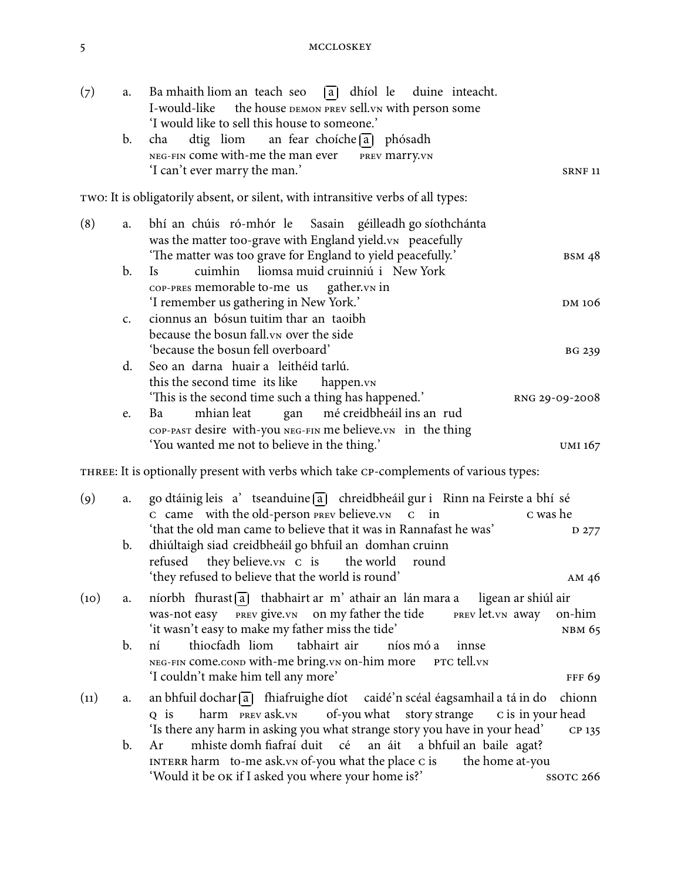(7) a. Ba mhaith liom an teach seo [a] dhíol le duine inteacht.
I-would-like the house DEMON PREV sell.VN with person some
'I would like to sell this house to someone.'

b. cha dtig liom an fear choíche [a] phósadh
NEG-FIN come with-me the man ever PREV marry.VN
'I can't ever marry the man.' SRNF 11

TWO: It is obligatorily absent, or silent, with intransitive verbs of all types:

(8) a. bhí an chúis ró-mhór le Sasain géilleadh go síothchánta
was the matter too-grave with England yield.VN peacefully
'The matter was too grave for England to yield peacefully.' BSM 48

b. Is cuimhin liomsa muid cruinniú i New York
COP-PRES memorable to-me us gather.VN in
'I remember us gathering in New York.' DM 106

c. cionnus an bósun tuitim thar an taoibh
because the bosun fall.VN over the side
'because the bosun fell overboard' BG 239

d. Seo an darna huair a leithéid tarlú.
this the second time its like happen.VN
'This is the second time such a thing has happened.' RNG 29-09-2008

e. Ba mhian leat gan mé creidbheáil ins an rud
COP-PAST desire with-you NEG-FIN me believe.VN in the thing
'You wanted me not to believe in the thing.' UMI 167

THREE: It is optionally present with verbs which take CP-complements of various types:

(9) a. go dtáinig leis a' tseanduine [a] chreidbheáil gur i Rinn na Feirste a bhí sé
C came with the old-person PREV believe.VN C in C was he
'that the old man came to believe that it was in Rannafast he was' D 277

b. dhiúltaigh siad creidbheáil go bhfuil an domhan cruinn
refused they believe.VN C is the world round
'they refused to believe that the world is round' AM 46

(10) a. níorbh fhurast [a] thabhairt ar m' athair an lán mara a ligean ar shiúl air
was-not easy PREV give.VN on my father the tide PREV let.VN away on-him
'it wasn't easy to make my father miss the tide' NBM 65

b. ní thiocfadh liom tabhairt air níos mó a innse
NEG-FIN come.COND with-me bring.VN on-him more PTC tell.VN
'I couldn't make him tell any more' FFF 69

(11) a. an bhfuil dochar [a] fhiafruighe díot caidé'n scéal éagsamhail a tá in do chionn
Q is harm PREV ask.VN of-you what story strange C is in your head
'Is there any harm in asking you what strange story you have in your head' CP 135

b. Ar mhiste domh fiafraí duit cé an áit a bhfuil an baile agat?
INTERR harm to-me ask.VN of-you what the place C is the home at-you
'Would it be OK if I asked you where your home is?' SSOTC 266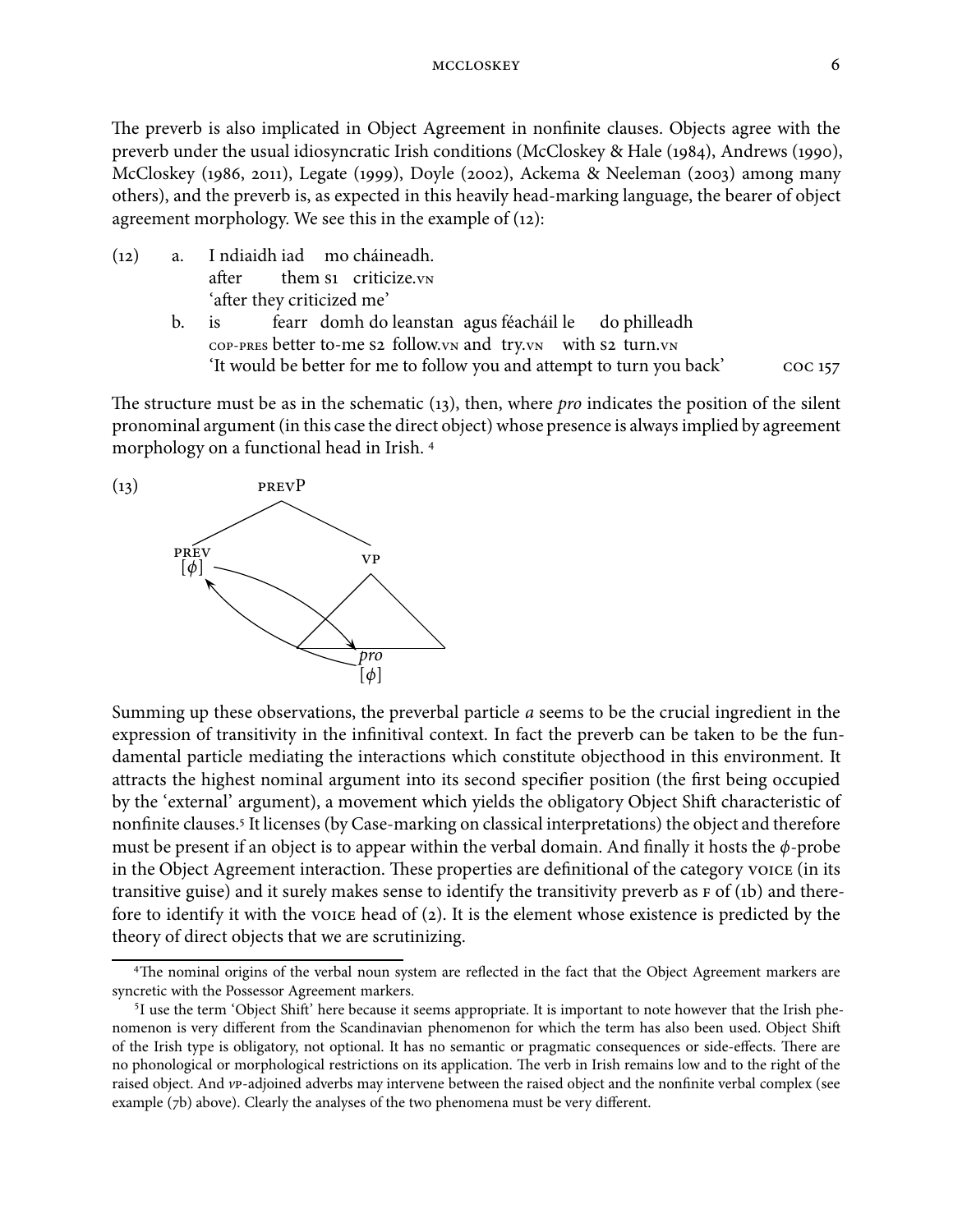The preverb is also implicated in Object Agreement in nonfinite clauses. Objects agree with the preverb under the usual idiosyncratic Irish conditions (McCloskey & Hale (1984), Andrews (1990), McCloskey (1986, 2011), Legate (1999), Doyle (2002), Ackema & Neeleman (2003) among many others), and the preverb is, as expected in this heavily head-marking language, the bearer of object agreement morphology. We see this in the example of (12):

(12) a. I ndiaidh iad mo cháineadh.
   after them S1 criticize.VN
   'after they criticized me'

 b. is fearr domh do leanstan agus féacháil le do philleadh
   COP-PRES better to-me S2 follow.VN and try.VN with S2 turn.VN
   'It would be better for me to follow you and attempt to turn you back' COC 157

The structure must be as in the schematic (13), then, where *pro* indicates the position of the silent pronominal argument (in this case the direct object) whose presence is always implied by agreement morphology on a functional head in Irish. [4]

(13) [PREVP [PREV [$\phi$]] [VP ... *pro* [$\phi$] ... ]] (with arrows between PREV [$\phi$] and *pro* [$\phi$])

Summing up these observations, the preverbal particle *a* seems to be the crucial ingredient in the expression of transitivity in the infinitival context. In fact the preverb can be taken to be the fundamental particle mediating the interactions which constitute objecthood in this environment. It attracts the highest nominal argument into its second specifier position (the first being occupied by the 'external' argument), a movement which yields the obligatory Object Shift characteristic of nonfinite clauses.[5] It licenses (by Case-marking on classical interpretations) the object and therefore must be present if an object is to appear within the verbal domain. And finally it hosts the $\phi$-probe in the Object Agreement interaction. These properties are definitional of the category VOICE (in its transitive guise) and it surely makes sense to identify the transitivity preverb as F of (1b) and therefore to identify it with the VOICE head of (2). It is the element whose existence is predicted by the theory of direct objects that we are scrutinizing.

---

[4] The nominal origins of the verbal noun system are reflected in the fact that the Object Agreement markers are syncretic with the Possessor Agreement markers.

[5] I use the term 'Object Shift' here because it seems appropriate. It is important to note however that the Irish phenomenon is very different from the Scandinavian phenomenon for which the term has also been used. Object Shift of the Irish type is obligatory, not optional. It has no semantic or pragmatic consequences or side-effects. There are no phonological or morphological restrictions on its application. The verb in Irish remains low and to the right of the raised object. And *v*P-adjoined adverbs may intervene between the raised object and the nonfinite verbal complex (see example (7b) above). Clearly the analyses of the two phenomena must be very different.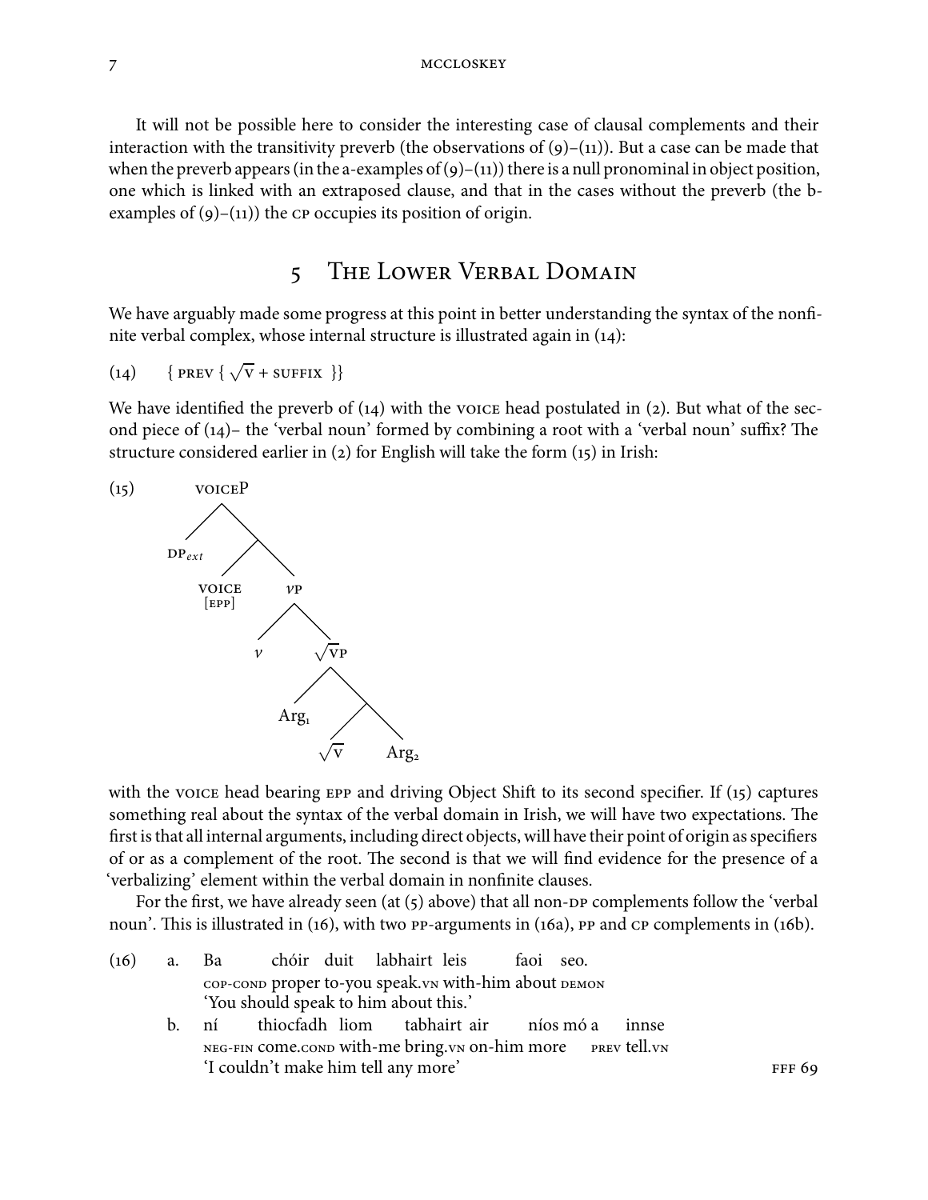It will not be possible here to consider the interesting case of clausal complements and their interaction with the transitivity preverb (the observations of (9)–(11)). But a case can be made that when the preverb appears (in the a-examples of (9)–(11)) there is a null pronominal in object position, one which is linked with an extraposed clause, and that in the cases without the preverb (the b-examples of (9)–(11)) the CP occupies its position of origin.

## 5 The Lower Verbal Domain

We have arguably made some progress at this point in better understanding the syntax of the nonfinite verbal complex, whose internal structure is illustrated again in (14):

(14) { PREV { $\sqrt{\text{V}}$ + SUFFIX }}

We have identified the preverb of (14) with the VOICE head postulated in (2). But what of the second piece of (14)– the 'verbal noun' formed by combining a root with a 'verbal noun' suffix? The structure considered earlier in (2) for English will take the form (15) in Irish:

(15)

```
voiceP
├── DP_ext
└── 
    ├── VOICE [EPP]
    └── vP
        ├── v
        └── √VP
            ├── Arg1
            └── 
                ├── √V
                └── Arg2
```

with the VOICE head bearing EPP and driving Object Shift to its second specifier. If (15) captures something real about the syntax of the verbal domain in Irish, we will have two expectations. The first is that all internal arguments, including direct objects, will have their point of origin as specifiers of or as a complement of the root. The second is that we will find evidence for the presence of a 'verbalizing' element within the verbal domain in nonfinite clauses.

For the first, we have already seen (at (5) above) that all non-DP complements follow the 'verbal noun'. This is illustrated in (16), with two PP-arguments in (16a), PP and CP complements in (16b).

(16) a. Ba chóir duit labhairt leis faoi seo.
COP-COND proper to-you speak.VN with-him about DEMON
'You should speak to him about this.'

b. ní thiocfadh liom tabhairt air níos mó a innse
NEG-FIN come.COND with-me bring.VN on-him more PREV tell.VN
'I couldn't make him tell any more' FFF 69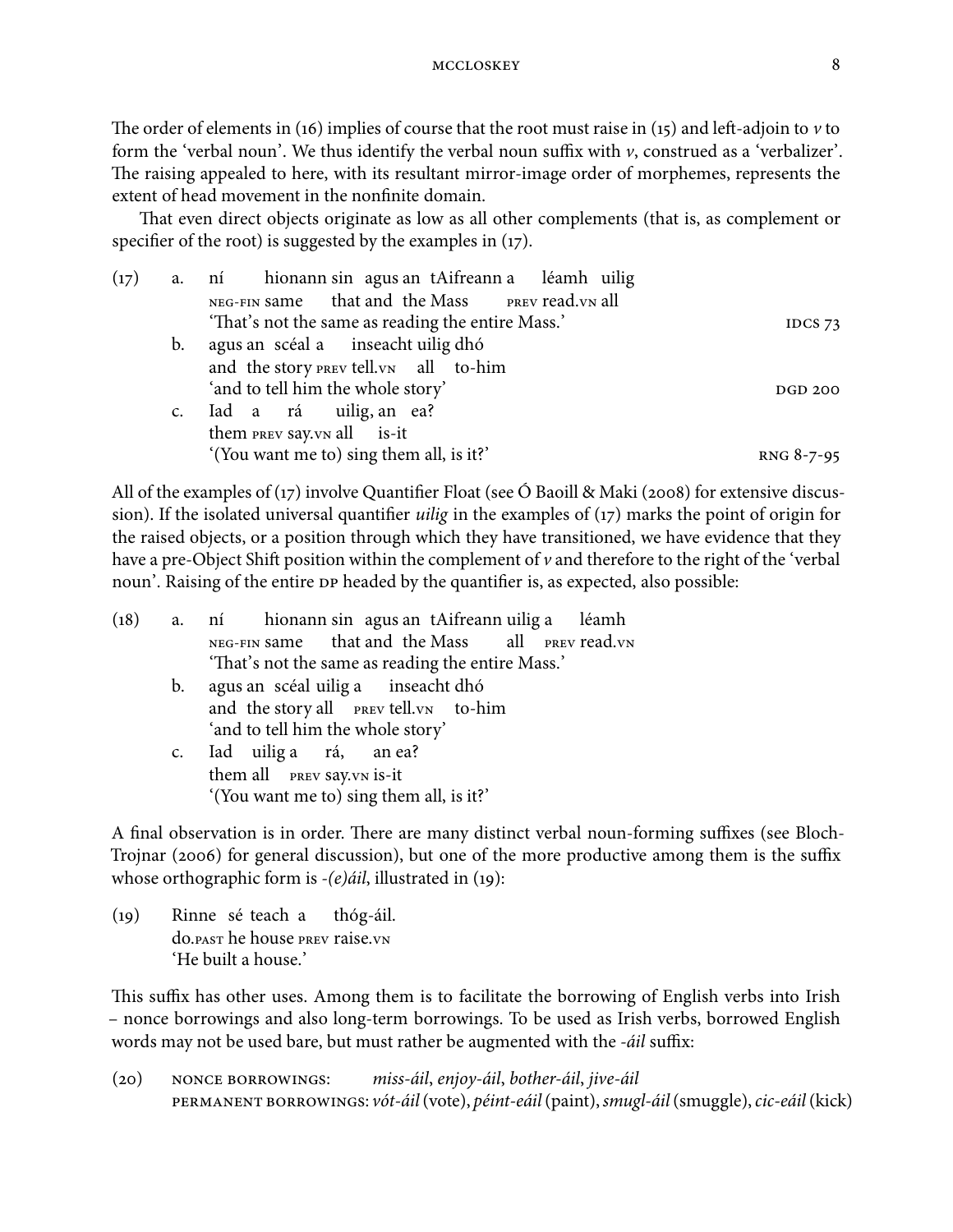The order of elements in (16) implies of course that the root must raise in (15) and left-adjoin to *v* to form the 'verbal noun'. We thus identify the verbal noun suffix with *v*, construed as a 'verbalizer'. The raising appealed to here, with its resultant mirror-image order of morphemes, represents the extent of head movement in the nonfinite domain.

That even direct objects originate as low as all other complements (that is, as complement or specifier of the root) is suggested by the examples in (17).

(17) a. ní hionann sin agus an tAifreann a léamh uilig
   NEG-FIN same that and the Mass PREV read.VN all
   'That's not the same as reading the entire Mass.' IDCS 73

  b. agus an scéal a inseacht uilig dhó
   and the story PREV tell.VN all to-him
   'and to tell him the whole story' DGD 200

  c. Iad a rá uilig, an ea?
   them PREV say.VN all is-it
   '(You want me to) sing them all, is it?' RNG 8-7-95

All of the examples of (17) involve Quantifier Float (see Ó Baoill & Maki (2008) for extensive discussion). If the isolated universal quantifier *uilig* in the examples of (17) marks the point of origin for the raised objects, or a position through which they have transitioned, we have evidence that they have a pre-Object Shift position within the complement of *v* and therefore to the right of the 'verbal noun'. Raising of the entire DP headed by the quantifier is, as expected, also possible:

(18) a. ní hionann sin agus an tAifreann uilig a léamh
   NEG-FIN same that and the Mass all PREV read.VN
   'That's not the same as reading the entire Mass.'

  b. agus an scéal uilig a inseacht dhó
   and the story all PREV tell.VN to-him
   'and to tell him the whole story'

  c. Iad uilig a rá, an ea?
   them all PREV say.VN is-it
   '(You want me to) sing them all, is it?'

A final observation is in order. There are many distinct verbal noun-forming suffixes (see Bloch-Trojnar (2006) for general discussion), but one of the more productive among them is the suffix whose orthographic form is *-(e)áil*, illustrated in (19):

(19) Rinne sé teach a thóg-áil.
   do.PAST he house PREV raise.VN
   'He built a house.'

This suffix has other uses. Among them is to facilitate the borrowing of English verbs into Irish – nonce borrowings and also long-term borrowings. To be used as Irish verbs, borrowed English words may not be used bare, but must rather be augmented with the *-áil* suffix:

(20) NONCE BORROWINGS: *miss-áil*, *enjoy-áil*, *bother-áil*, *jive-áil*
   PERMANENT BORROWINGS: *vót-áil* (vote), *péint-eáil* (paint), *smugl-áil* (smuggle), *cic-eáil* (kick)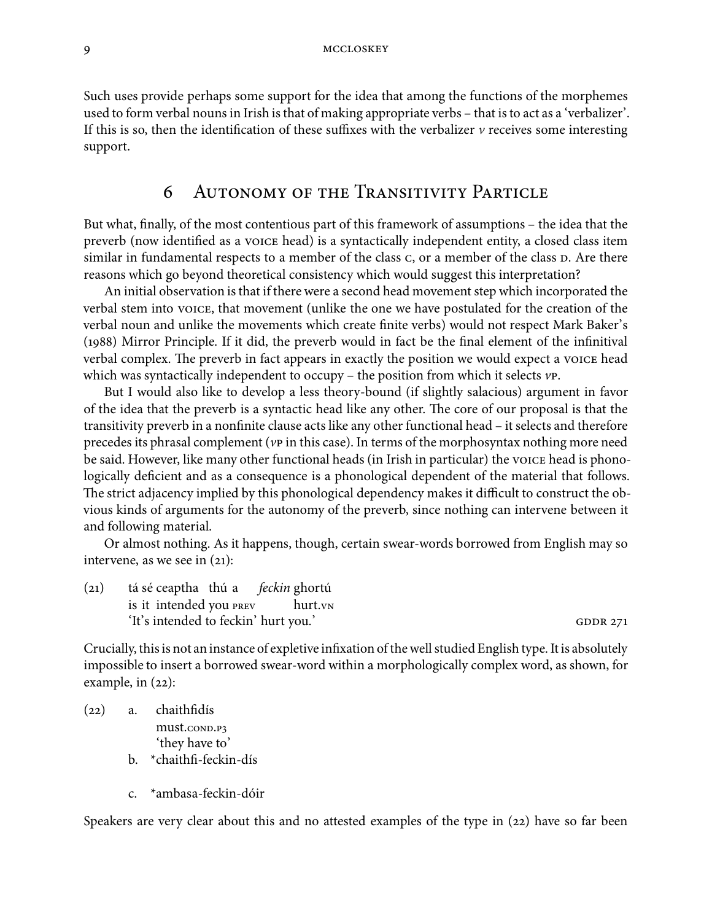Such uses provide perhaps some support for the idea that among the functions of the morphemes used to form verbal nouns in Irish is that of making appropriate verbs – that is to act as a 'verbalizer'. If this is so, then the identification of these suffixes with the verbalizer *v* receives some interesting support.

## 6 Autonomy of the Transitivity Particle

But what, finally, of the most contentious part of this framework of assumptions – the idea that the preverb (now identified as a VOICE head) is a syntactically independent entity, a closed class item similar in fundamental respects to a member of the class C, or a member of the class D. Are there reasons which go beyond theoretical consistency which would suggest this interpretation?

An initial observation is that if there were a second head movement step which incorporated the verbal stem into VOICE, that movement (unlike the one we have postulated for the creation of the verbal noun and unlike the movements which create finite verbs) would not respect Mark Baker's (1988) Mirror Principle. If it did, the preverb would in fact be the final element of the infinitival verbal complex. The preverb in fact appears in exactly the position we would expect a VOICE head which was syntactically independent to occupy – the position from which it selects *v*P.

But I would also like to develop a less theory-bound (if slightly salacious) argument in favor of the idea that the preverb is a syntactic head like any other. The core of our proposal is that the transitivity preverb in a nonfinite clause acts like any other functional head – it selects and therefore precedes its phrasal complement (*v*P in this case). In terms of the morphosyntax nothing more need be said. However, like many other functional heads (in Irish in particular) the VOICE head is phonologically deficient and as a consequence is a phonological dependent of the material that follows. The strict adjacency implied by this phonological dependency makes it difficult to construct the obvious kinds of arguments for the autonomy of the preverb, since nothing can intervene between it and following material.

Or almost nothing. As it happens, though, certain swear-words borrowed from English may so intervene, as we see in (21):

(21) tá sé ceaptha thú a *feckin* ghortú
is it intended you PREV hurt.VN
'It's intended to feckin' hurt you.' GDDR 271

Crucially, this is not an instance of expletive infixation of the well studied English type. It is absolutely impossible to insert a borrowed swear-word within a morphologically complex word, as shown, for example, in (22):

(22) a. chaithfidís
must.COND.P3
'they have to'
b. *chaithfi-feckin-dís
c. *ambasa-feckin-dóir

Speakers are very clear about this and no attested examples of the type in (22) have so far been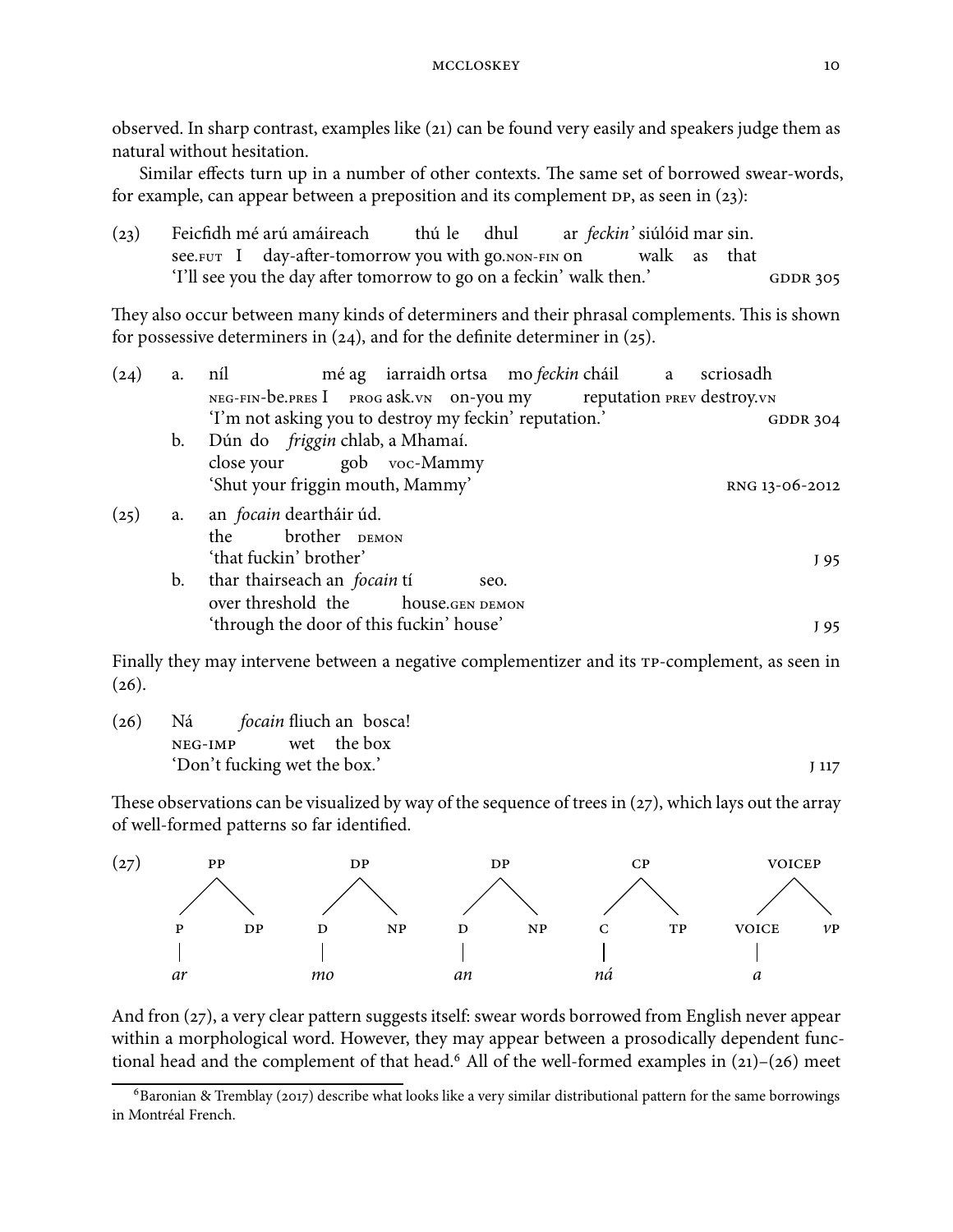observed. In sharp contrast, examples like (21) can be found very easily and speakers judge them as natural without hesitation.

Similar effects turn up in a number of other contexts. The same set of borrowed swear-words, for example, can appear between a preposition and its complement DP, as seen in (23):

(23) Feicfidh mé arú amáireach thú le dhul ar *feckin'* siúlóid mar sin.
see.FUT I day-after-tomorrow you with go.NON-FIN on walk as that
'I'll see you the day after tomorrow to go on a feckin' walk then.' GDDR 305

They also occur between many kinds of determiners and their phrasal complements. This is shown for possessive determiners in (24), and for the definite determiner in (25).

(24) a. níl mé ag iarraidh ortsa mo *feckin* cháil a scriosadh
NEG-FIN-be.PRES I PROG ask.VN on-you my reputation PREV destroy.VN
'I'm not asking you to destroy my feckin' reputation.' GDDR 304

b. Dún do *friggin* chlab, a Mhamaí.
close your gob VOC-Mammy
'Shut your friggin mouth, Mammy' RNG 13-06-2012

(25) a. an *focain* deartháir úd.
the brother DEMON
'that fuckin' brother' J 95

b. thar thairseach an *focain* tí seo.
over threshold the house.GEN DEMON
'through the door of this fuckin' house' J 95

Finally they may intervene between a negative complementizer and its TP-complement, as seen in (26).

(26) Ná *focain* fliuch an bosca!
NEG-IMP wet the box
'Don't fucking wet the box.' J 117

These observations can be visualized by way of the sequence of trees in (27), which lays out the array of well-formed patterns so far identified.

(27) [PP [P *ar*] DP] [DP [D *mo*] NP] [DP [D *an*] NP] [CP [C *ná*] TP] [VOICEP [VOICE *a*] *v*P]

And fron (27), a very clear pattern suggests itself: swear words borrowed from English never appear within a morphological word. However, they may appear between a prosodically dependent functional head and the complement of that head.[6] All of the well-formed examples in (21)–(26) meet

[6] Baronian & Tremblay (2017) describe what looks like a very similar distributional pattern for the same borrowings in Montréal French.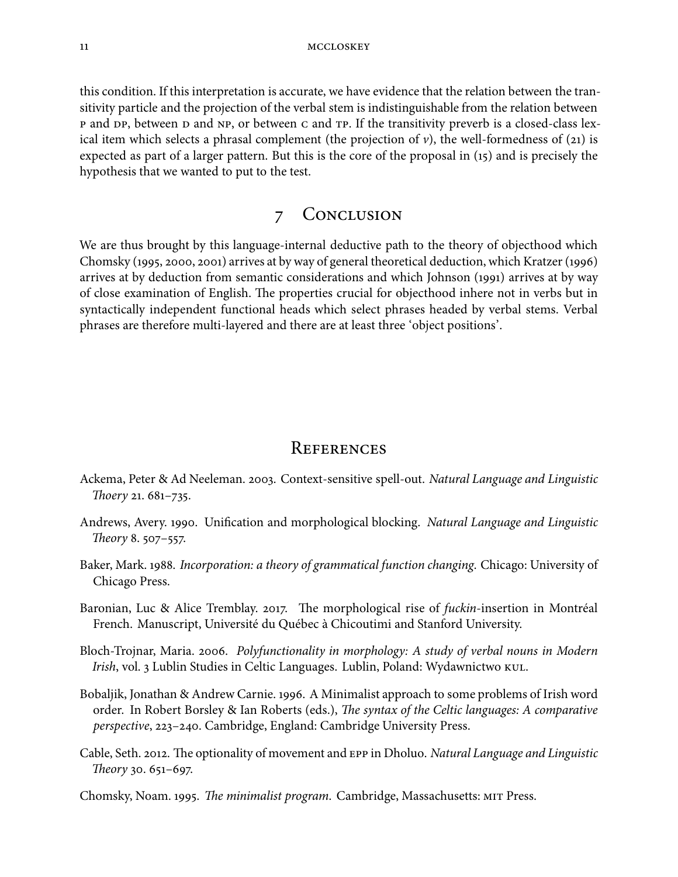this condition. If this interpretation is accurate, we have evidence that the relation between the transitivity particle and the projection of the verbal stem is indistinguishable from the relation between P and DP, between D and NP, or between C and TP. If the transitivity preverb is a closed-class lexical item which selects a phrasal complement (the projection of *v*), the well-formedness of (21) is expected as part of a larger pattern. But this is the core of the proposal in (15) and is precisely the hypothesis that we wanted to put to the test.

## 7 Conclusion

We are thus brought by this language-internal deductive path to the theory of objecthood which Chomsky (1995, 2000, 2001) arrives at by way of general theoretical deduction, which Kratzer (1996) arrives at by deduction from semantic considerations and which Johnson (1991) arrives at by way of close examination of English. The properties crucial for objecthood inhere not in verbs but in syntactically independent functional heads which select phrases headed by verbal stems. Verbal phrases are therefore multi-layered and there are at least three 'object positions'.

## References

Ackema, Peter & Ad Neeleman. 2003. Context-sensitive spell-out. *Natural Language and Linguistic Thoery* 21. 681–735.

Andrews, Avery. 1990. Unification and morphological blocking. *Natural Language and Linguistic Theory* 8. 507–557.

Baker, Mark. 1988. *Incorporation: a theory of grammatical function changing*. Chicago: University of Chicago Press.

Baronian, Luc & Alice Tremblay. 2017. The morphological rise of *fuckin*-insertion in Montréal French. Manuscript, Université du Québec à Chicoutimi and Stanford University.

Bloch-Trojnar, Maria. 2006. *Polyfunctionality in morphology: A study of verbal nouns in Modern Irish*, vol. 3 Lublin Studies in Celtic Languages. Lublin, Poland: Wydawnictwo KUL.

Bobaljik, Jonathan & Andrew Carnie. 1996. A Minimalist approach to some problems of Irish word order. In Robert Borsley & Ian Roberts (eds.), *The syntax of the Celtic languages: A comparative perspective*, 223–240. Cambridge, England: Cambridge University Press.

Cable, Seth. 2012. The optionality of movement and EPP in Dholuo. *Natural Language and Linguistic Theory* 30. 651–697.

Chomsky, Noam. 1995. *The minimalist program*. Cambridge, Massachusetts: MIT Press.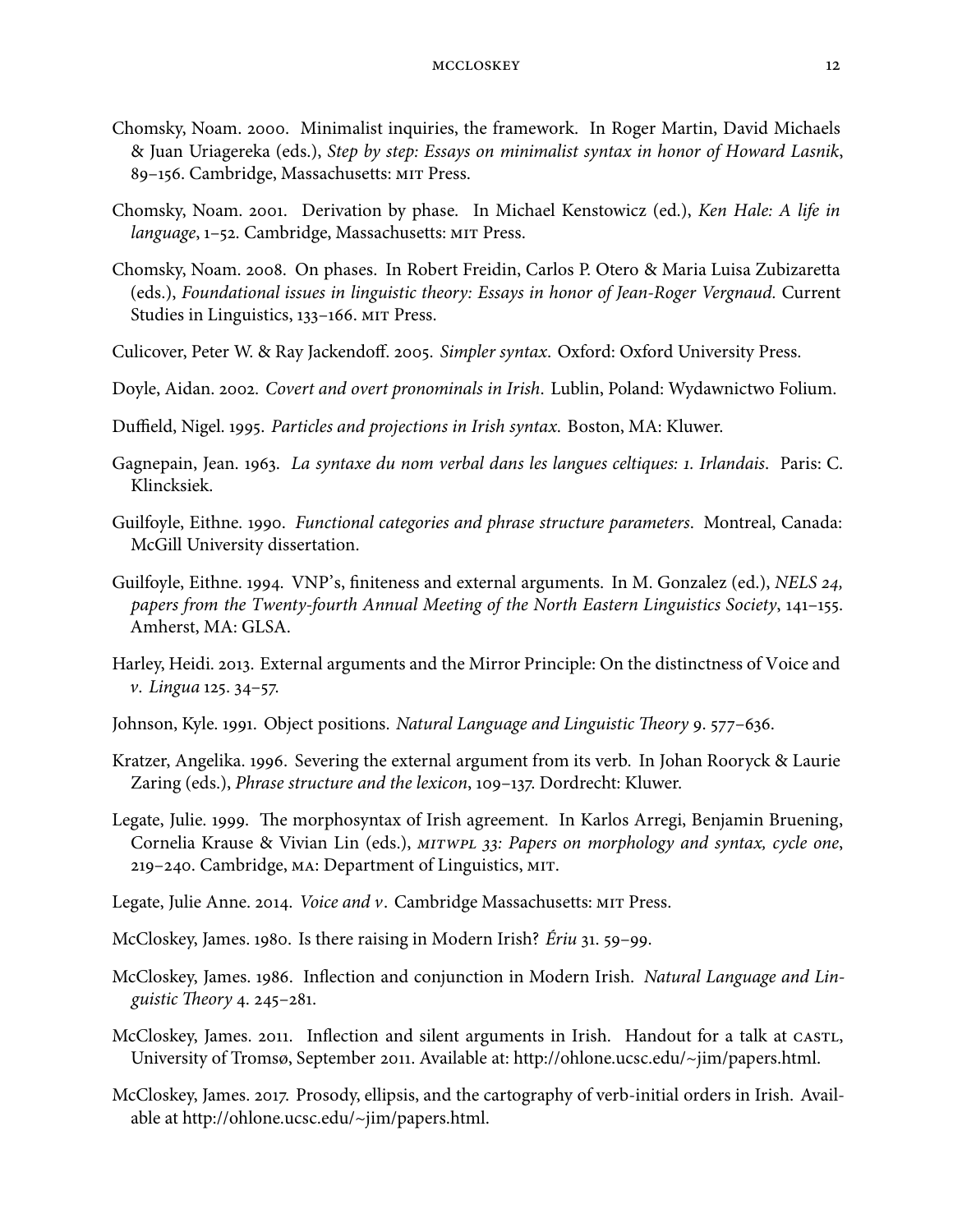Chomsky, Noam. 2000. Minimalist inquiries, the framework. In Roger Martin, David Michaels & Juan Uriagereka (eds.), *Step by step: Essays on minimalist syntax in honor of Howard Lasnik*, 89–156. Cambridge, Massachusetts: MIT Press.

Chomsky, Noam. 2001. Derivation by phase. In Michael Kenstowicz (ed.), *Ken Hale: A life in language*, 1–52. Cambridge, Massachusetts: MIT Press.

Chomsky, Noam. 2008. On phases. In Robert Freidin, Carlos P. Otero & Maria Luisa Zubizaretta (eds.), *Foundational issues in linguistic theory: Essays in honor of Jean-Roger Vergnaud.* Current Studies in Linguistics, 133–166. MIT Press.

Culicover, Peter W. & Ray Jackendoff. 2005. *Simpler syntax*. Oxford: Oxford University Press.

Doyle, Aidan. 2002. *Covert and overt pronominals in Irish*. Lublin, Poland: Wydawnictwo Folium.

Duffield, Nigel. 1995. *Particles and projections in Irish syntax*. Boston, MA: Kluwer.

Gagnepain, Jean. 1963. *La syntaxe du nom verbal dans les langues celtiques: 1. Irlandais*. Paris: C. Klincksiek.

Guilfoyle, Eithne. 1990. *Functional categories and phrase structure parameters*. Montreal, Canada: McGill University dissertation.

Guilfoyle, Eithne. 1994. VNP's, finiteness and external arguments. In M. Gonzalez (ed.), *NELS 24, papers from the Twenty-fourth Annual Meeting of the North Eastern Linguistics Society*, 141–155. Amherst, MA: GLSA.

Harley, Heidi. 2013. External arguments and the Mirror Principle: On the distinctness of Voice and *v*. *Lingua* 125. 34–57.

Johnson, Kyle. 1991. Object positions. *Natural Language and Linguistic Theory* 9. 577–636.

Kratzer, Angelika. 1996. Severing the external argument from its verb. In Johan Rooryck & Laurie Zaring (eds.), *Phrase structure and the lexicon*, 109–137. Dordrecht: Kluwer.

Legate, Julie. 1999. The morphosyntax of Irish agreement. In Karlos Arregi, Benjamin Bruening, Cornelia Krause & Vivian Lin (eds.), *MITWPL 33: Papers on morphology and syntax, cycle one*, 219–240. Cambridge, MA: Department of Linguistics, MIT.

Legate, Julie Anne. 2014. *Voice and v*. Cambridge Massachusetts: MIT Press.

McCloskey, James. 1980. Is there raising in Modern Irish? *Ériu* 31. 59–99.

McCloskey, James. 1986. Inflection and conjunction in Modern Irish. *Natural Language and Linguistic Theory* 4. 245–281.

McCloskey, James. 2011. Inflection and silent arguments in Irish. Handout for a talk at CASTL, University of Tromsø, September 2011. Available at: http://ohlone.ucsc.edu/~jim/papers.html.

McCloskey, James. 2017. Prosody, ellipsis, and the cartography of verb-initial orders in Irish. Available at http://ohlone.ucsc.edu/~jim/papers.html.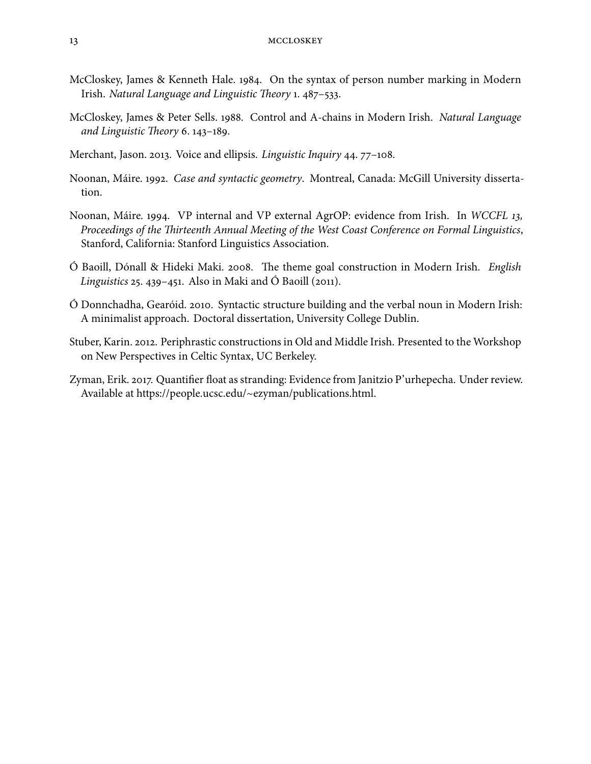McCloskey, James & Kenneth Hale. 1984. On the syntax of person number marking in Modern Irish. *Natural Language and Linguistic Theory* 1. 487–533.

McCloskey, James & Peter Sells. 1988. Control and A-chains in Modern Irish. *Natural Language and Linguistic Theory* 6. 143–189.

Merchant, Jason. 2013. Voice and ellipsis. *Linguistic Inquiry* 44. 77–108.

Noonan, Máire. 1992. *Case and syntactic geometry*. Montreal, Canada: McGill University dissertation.

Noonan, Máire. 1994. VP internal and VP external AgrOP: evidence from Irish. In *WCCFL 13, Proceedings of the Thirteenth Annual Meeting of the West Coast Conference on Formal Linguistics*, Stanford, California: Stanford Linguistics Association.

Ó Baoill, Dónall & Hideki Maki. 2008. The theme goal construction in Modern Irish. *English Linguistics* 25. 439–451. Also in Maki and Ó Baoill (2011).

Ó Donnchadha, Gearóid. 2010. Syntactic structure building and the verbal noun in Modern Irish: A minimalist approach. Doctoral dissertation, University College Dublin.

Stuber, Karin. 2012. Periphrastic constructions in Old and Middle Irish. Presented to the Workshop on New Perspectives in Celtic Syntax, UC Berkeley.

Zyman, Erik. 2017. Quantifier float as stranding: Evidence from Janitzio P'urhepecha. Under review. Available at https://people.ucsc.edu/~ezyman/publications.html.